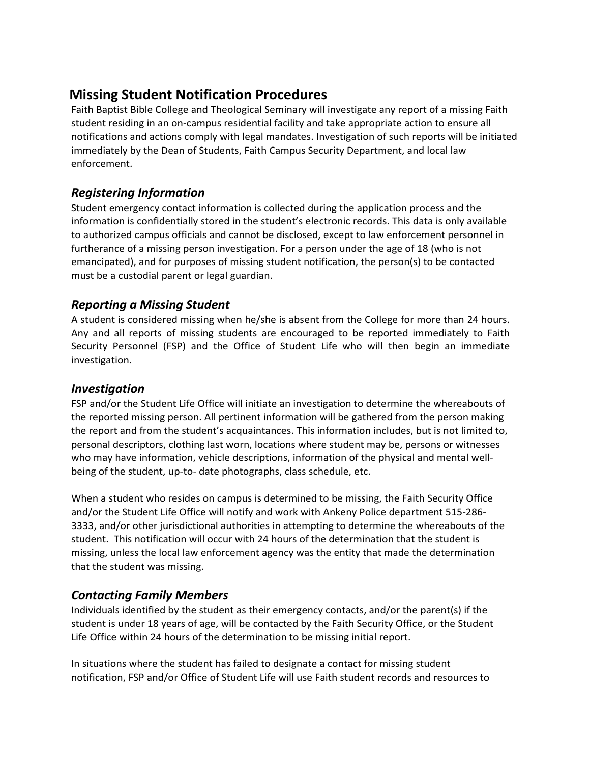# Missing Student Notification Procedures

Faith Baptist Bible College and Theological Seminary will investigate any report of a missing Faith student residing in an on-campus residential facility and take appropriate action to ensure all notifications and actions comply with legal mandates. Investigation of such reports will be initiated immediately by the Dean of Students, Faith Campus Security Department, and local law enforcement.

## *Registering Information*

Student emergency contact information is collected during the application process and the information is confidentially stored in the student's electronic records. This data is only available to authorized campus officials and cannot be disclosed, except to law enforcement personnel in furtherance of a missing person investigation. For a person under the age of 18 (who is not emancipated), and for purposes of missing student notification, the person(s) to be contacted must be a custodial parent or legal guardian.

## *Reporting a Missing Student*

A student is considered missing when he/she is absent from the College for more than 24 hours. Any and all reports of missing students are encouraged to be reported immediately to Faith Security Personnel (FSP) and the Office of Student Life who will then begin an immediate investigation.

## *Investigation*

FSP and/or the Student Life Office will initiate an investigation to determine the whereabouts of the reported missing person. All pertinent information will be gathered from the person making the report and from the student's acquaintances. This information includes, but is not limited to, personal descriptors, clothing last worn, locations where student may be, persons or witnesses who may have information, vehicle descriptions, information of the physical and mental well-being of the student, up-to- date photographs, class schedule, etc.

When a student who resides on campus is determined to be missing, the Faith Security Office and/or the Student Life Office will notify and work with Ankeny Police department 515-286-3333, and/or other jurisdictional authorities in attempting to determine the whereabouts of the student. This notification will occur with 24 hours of the determination that the student is missing, unless the local law enforcement agency was the entity that made the determination that the student was missing.

## *Contacting Family Members*

Individuals identified by the student as their emergency contacts, and/or the parent(s) if the student is under 18 years of age, will be contacted by the Faith Security Office, or the Student Life Office within 24 hours of the determination to be missing initial report.

In situations where the student has failed to designate a contact for missing student notification, FSP and/or Office of Student Life will use Faith student records and resources to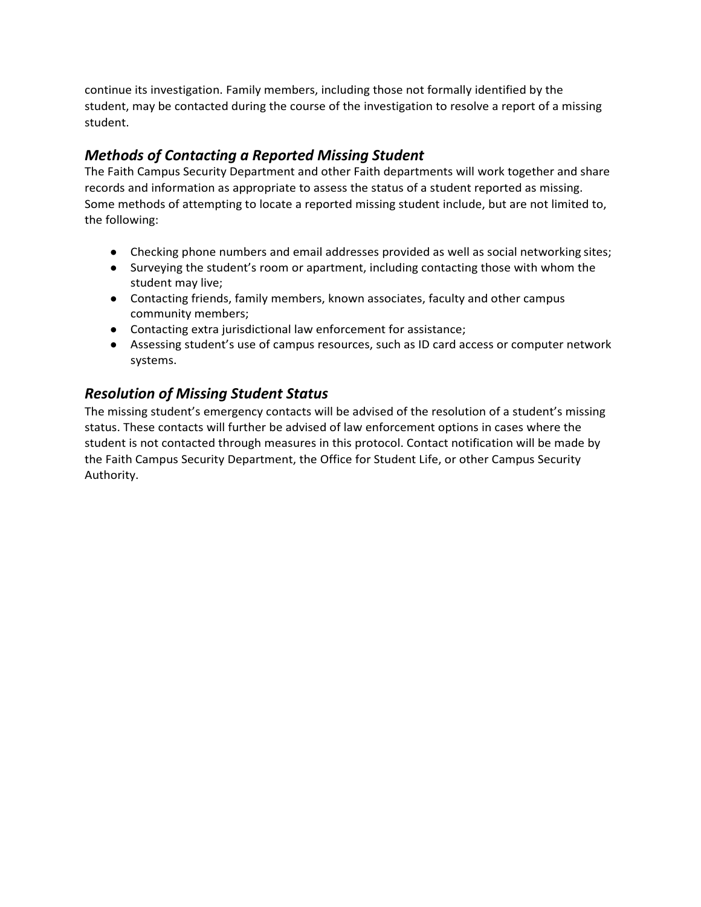continue its investigation. Family members, including those not formally identified by the student, may be contacted during the course of the investigation to resolve a report of a missing student.

## *Methods of Contacting a Reported Missing Student*

The Faith Campus Security Department and other Faith departments will work together and share records and information as appropriate to assess the status of a student reported as missing. Some methods of attempting to locate a reported missing student include, but are not limited to, the following:

- Checking phone numbers and email addresses provided as well as social networking sites;
- Surveying the student's room or apartment, including contacting those with whom the student may live;
- Contacting friends, family members, known associates, faculty and other campus community members;
- Contacting extra jurisdictional law enforcement for assistance;
- Assessing student's use of campus resources, such as ID card access or computer network systems.

## *Resolution of Missing Student Status*

The missing student's emergency contacts will be advised of the resolution of a student's missing status. These contacts will further be advised of law enforcement options in cases where the student is not contacted through measures in this protocol. Contact notification will be made by the Faith Campus Security Department, the Office for Student Life, or other Campus Security Authority.